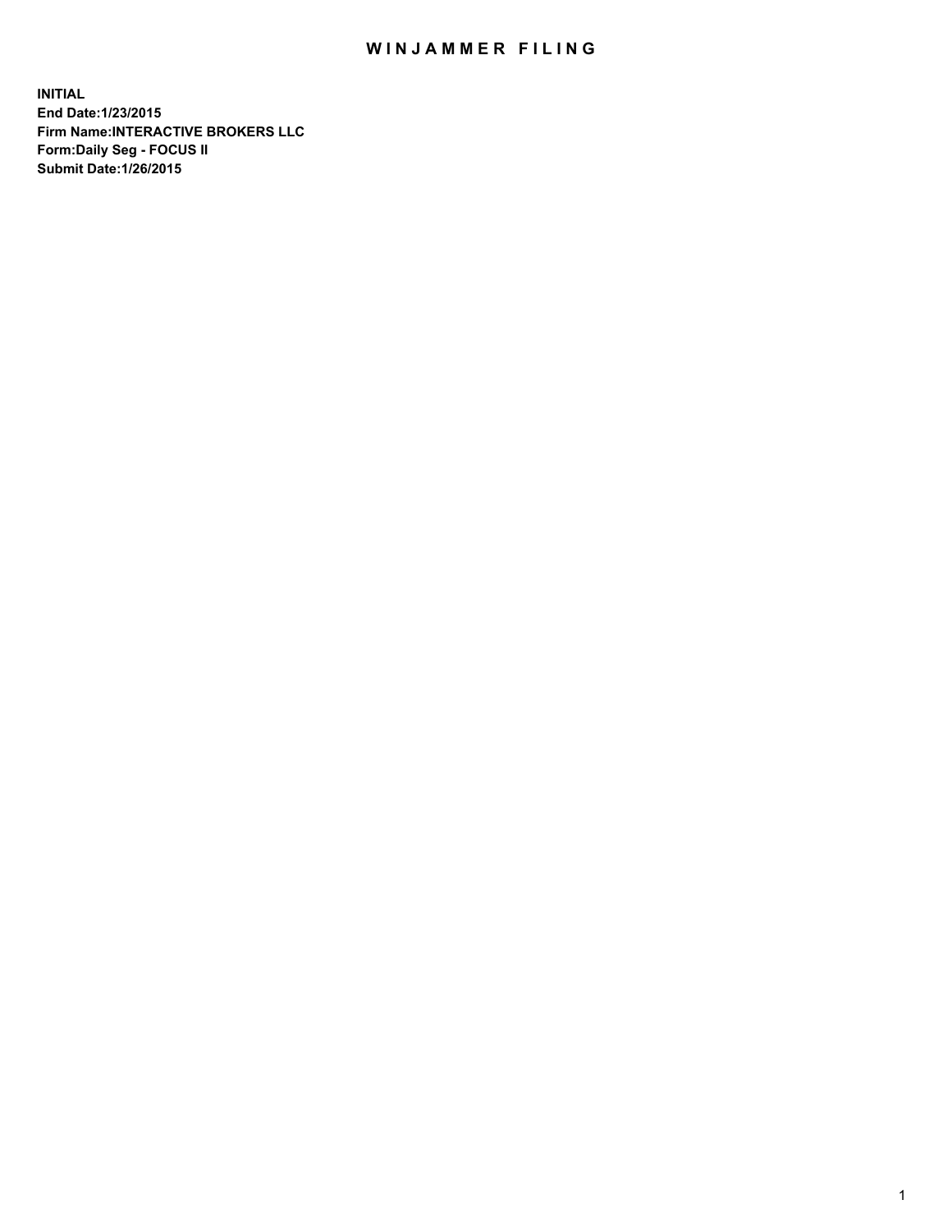# WINJAMMER FILING

**INITIAL**
**End Date:1/23/2015**
**Firm Name:INTERACTIVE BROKERS LLC**
**Form:Daily Seg - FOCUS II**
**Submit Date:1/26/2015**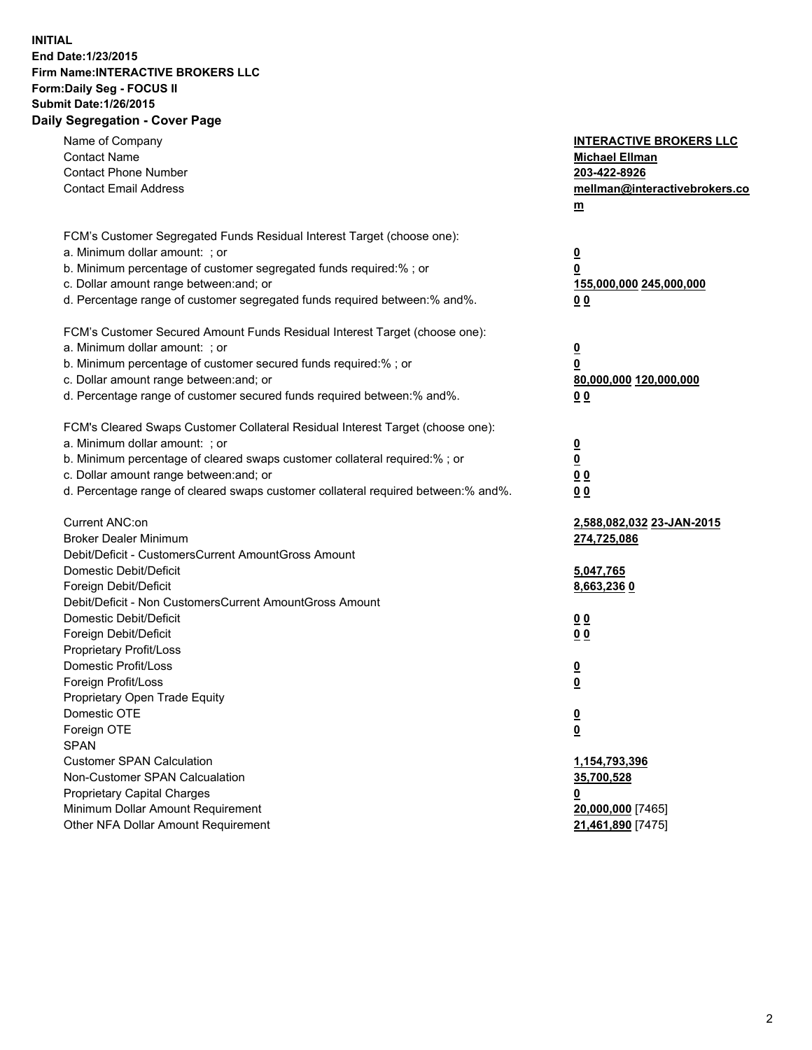**INITIAL**
**End Date:1/23/2015**
**Firm Name:INTERACTIVE BROKERS LLC**
**Form:Daily Seg - FOCUS II**
**Submit Date:1/26/2015**

## Daily Segregation - Cover Page

| | |
|---|---|
| Name of Company | **INTERACTIVE BROKERS LLC** |
| Contact Name | **Michael Ellman** |
| Contact Phone Number | **203-422-8926** |
| Contact Email Address | **mellman@interactivebrokers.com** |
| FCM's Customer Segregated Funds Residual Interest Target (choose one): | |
| a. Minimum dollar amount: ; or | **0** |
| b. Minimum percentage of customer segregated funds required:% ; or | **0** |
| c. Dollar amount range between:and; or | **155,000,000 245,000,000** |
| d. Percentage range of customer segregated funds required between:% and%. | **0 0** |
| FCM's Customer Secured Amount Funds Residual Interest Target (choose one): | |
| a. Minimum dollar amount: ; or | **0** |
| b. Minimum percentage of customer secured funds required:% ; or | **0** |
| c. Dollar amount range between:and; or | **80,000,000 120,000,000** |
| d. Percentage range of customer secured funds required between:% and%. | **0 0** |
| FCM's Cleared Swaps Customer Collateral Residual Interest Target (choose one): | |
| a. Minimum dollar amount: ; or | **0** |
| b. Minimum percentage of cleared swaps customer collateral required:% ; or | **0** |
| c. Dollar amount range between:and; or | **0 0** |
| d. Percentage range of cleared swaps customer collateral required between:% and%. | **0 0** |
| Current ANC:on | **2,588,082,032 23-JAN-2015** |
| Broker Dealer Minimum | **274,725,086** |
| Debit/Deficit - CustomersCurrent AmountGross Amount | |
| Domestic Debit/Deficit | **5,047,765** |
| Foreign Debit/Deficit | **8,663,236 0** |
| Debit/Deficit - Non CustomersCurrent AmountGross Amount | |
| Domestic Debit/Deficit | **0 0** |
| Foreign Debit/Deficit | **0 0** |
| Proprietary Profit/Loss | |
| Domestic Profit/Loss | **0** |
| Foreign Profit/Loss | **0** |
| Proprietary Open Trade Equity | |
| Domestic OTE | **0** |
| Foreign OTE | **0** |
| SPAN | |
| Customer SPAN Calculation | **1,154,793,396** |
| Non-Customer SPAN Calcualation | **35,700,528** |
| Proprietary Capital Charges | **0** |
| Minimum Dollar Amount Requirement | **20,000,000** [7465] |
| Other NFA Dollar Amount Requirement | **21,461,890** [7475] |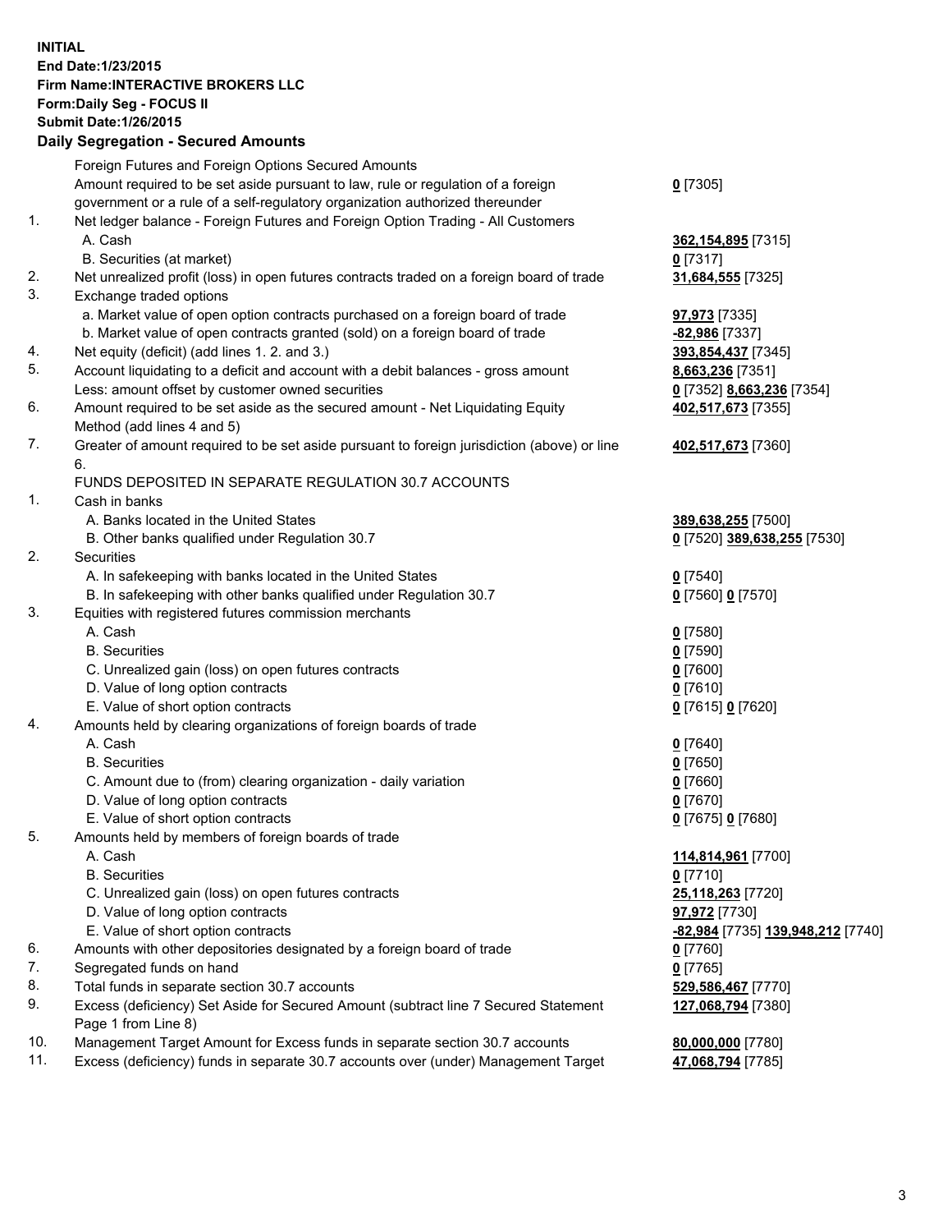**INITIAL**
**End Date:1/23/2015**
**Firm Name:INTERACTIVE BROKERS LLC**
**Form:Daily Seg - FOCUS II**
**Submit Date:1/26/2015**

## Daily Segregation - Secured Amounts

| | | |
|---|---|---|
| | Foreign Futures and Foreign Options Secured Amounts | |
| | Amount required to be set aside pursuant to law, rule or regulation of a foreign government or a rule of a self-regulatory organization authorized thereunder | **0** [7305] |
| 1. | Net ledger balance - Foreign Futures and Foreign Option Trading - All Customers | |
| | A. Cash | **362,154,895** [7315] |
| | B. Securities (at market) | **0** [7317] |
| 2. | Net unrealized profit (loss) in open futures contracts traded on a foreign board of trade | **31,684,555** [7325] |
| 3. | Exchange traded options | |
| | a. Market value of open option contracts purchased on a foreign board of trade | **97,973** [7335] |
| | b. Market value of open contracts granted (sold) on a foreign board of trade | **-82,986** [7337] |
| 4. | Net equity (deficit) (add lines 1. 2. and 3.) | **393,854,437** [7345] |
| 5. | Account liquidating to a deficit and account with a debit balances - gross amount | **8,663,236** [7351] |
| | Less: amount offset by customer owned securities | **0** [7352] **8,663,236** [7354] |
| 6. | Amount required to be set aside as the secured amount - Net Liquidating Equity Method (add lines 4 and 5) | **402,517,673** [7355] |
| 7. | Greater of amount required to be set aside pursuant to foreign jurisdiction (above) or line 6. | **402,517,673** [7360] |
| | FUNDS DEPOSITED IN SEPARATE REGULATION 30.7 ACCOUNTS | |
| 1. | Cash in banks | |
| | A. Banks located in the United States | **389,638,255** [7500] |
| | B. Other banks qualified under Regulation 30.7 | **0** [7520] **389,638,255** [7530] |
| 2. | Securities | |
| | A. In safekeeping with banks located in the United States | **0** [7540] |
| | B. In safekeeping with other banks qualified under Regulation 30.7 | **0** [7560] **0** [7570] |
| 3. | Equities with registered futures commission merchants | |
| | A. Cash | **0** [7580] |
| | B. Securities | **0** [7590] |
| | C. Unrealized gain (loss) on open futures contracts | **0** [7600] |
| | D. Value of long option contracts | **0** [7610] |
| | E. Value of short option contracts | **0** [7615] **0** [7620] |
| 4. | Amounts held by clearing organizations of foreign boards of trade | |
| | A. Cash | **0** [7640] |
| | B. Securities | **0** [7650] |
| | C. Amount due to (from) clearing organization - daily variation | **0** [7660] |
| | D. Value of long option contracts | **0** [7670] |
| | E. Value of short option contracts | **0** [7675] **0** [7680] |
| 5. | Amounts held by members of foreign boards of trade | |
| | A. Cash | **114,814,961** [7700] |
| | B. Securities | **0** [7710] |
| | C. Unrealized gain (loss) on open futures contracts | **25,118,263** [7720] |
| | D. Value of long option contracts | **97,972** [7730] |
| | E. Value of short option contracts | **-82,984** [7735] **139,948,212** [7740] |
| 6. | Amounts with other depositories designated by a foreign board of trade | **0** [7760] |
| 7. | Segregated funds on hand | **0** [7765] |
| 8. | Total funds in separate section 30.7 accounts | **529,586,467** [7770] |
| 9. | Excess (deficiency) Set Aside for Secured Amount (subtract line 7 Secured Statement Page 1 from Line 8) | **127,068,794** [7380] |
| 10. | Management Target Amount for Excess funds in separate section 30.7 accounts | **80,000,000** [7780] |
| 11. | Excess (deficiency) funds in separate 30.7 accounts over (under) Management Target | **47,068,794** [7785] |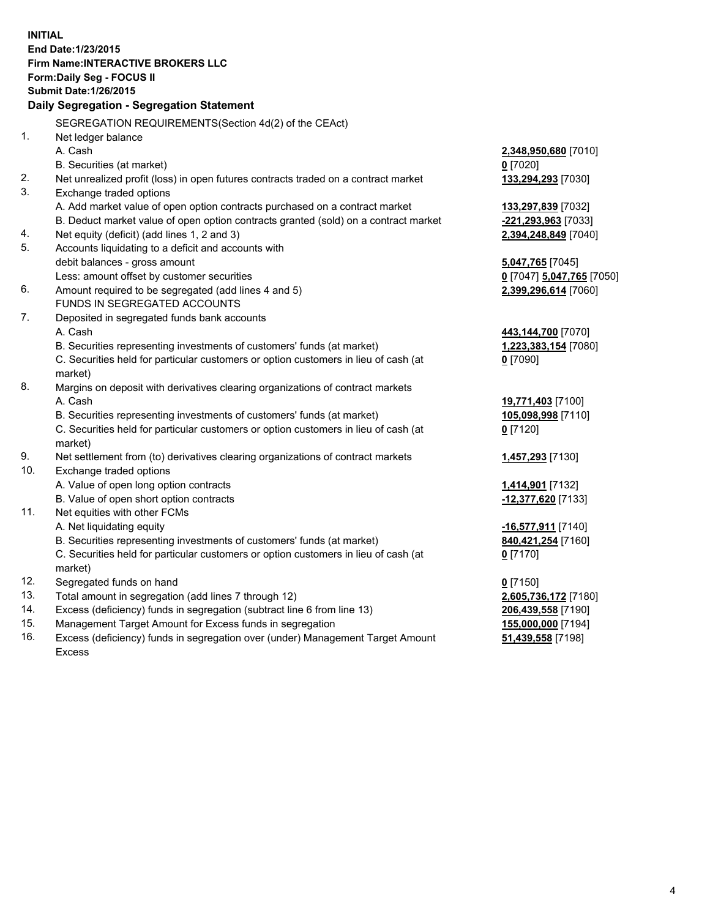**INITIAL**
**End Date:1/23/2015**
**Firm Name:INTERACTIVE BROKERS LLC**
**Form:Daily Seg - FOCUS II**
**Submit Date:1/26/2015**

### Daily Segregation - Segregation Statement

SEGREGATION REQUIREMENTS(Section 4d(2) of the CEAct)

| | | |
|---|---|---|
| 1. | Net ledger balance | |
| | A. Cash | **2,348,950,680** [7010] |
| | B. Securities (at market) | **0** [7020] |
| 2. | Net unrealized profit (loss) in open futures contracts traded on a contract market | **133,294,293** [7030] |
| 3. | Exchange traded options | |
| | A. Add market value of open option contracts purchased on a contract market | **133,297,839** [7032] |
| | B. Deduct market value of open option contracts granted (sold) on a contract market | **-221,293,963** [7033] |
| 4. | Net equity (deficit) (add lines 1, 2 and 3) | **2,394,248,849** [7040] |
| 5. | Accounts liquidating to a deficit and accounts with | |
| | debit balances - gross amount | **5,047,765** [7045] |
| | Less: amount offset by customer securities | **0** [7047] **5,047,765** [7050] |
| 6. | Amount required to be segregated (add lines 4 and 5) | **2,399,296,614** [7060] |
| | FUNDS IN SEGREGATED ACCOUNTS | |
| 7. | Deposited in segregated funds bank accounts | |
| | A. Cash | **443,144,700** [7070] |
| | B. Securities representing investments of customers' funds (at market) | **1,223,383,154** [7080] |
| | C. Securities held for particular customers or option customers in lieu of cash (at market) | **0** [7090] |
| 8. | Margins on deposit with derivatives clearing organizations of contract markets | |
| | A. Cash | **19,771,403** [7100] |
| | B. Securities representing investments of customers' funds (at market) | **105,098,998** [7110] |
| | C. Securities held for particular customers or option customers in lieu of cash (at market) | **0** [7120] |
| 9. | Net settlement from (to) derivatives clearing organizations of contract markets | **1,457,293** [7130] |
| 10. | Exchange traded options | |
| | A. Value of open long option contracts | **1,414,901** [7132] |
| | B. Value of open short option contracts | **-12,377,620** [7133] |
| 11. | Net equities with other FCMs | |
| | A. Net liquidating equity | **-16,577,911** [7140] |
| | B. Securities representing investments of customers' funds (at market) | **840,421,254** [7160] |
| | C. Securities held for particular customers or option customers in lieu of cash (at market) | **0** [7170] |
| 12. | Segregated funds on hand | **0** [7150] |
| 13. | Total amount in segregation (add lines 7 through 12) | **2,605,736,172** [7180] |
| 14. | Excess (deficiency) funds in segregation (subtract line 6 from line 13) | **206,439,558** [7190] |
| 15. | Management Target Amount for Excess funds in segregation | **155,000,000** [7194] |
| 16. | Excess (deficiency) funds in segregation over (under) Management Target Amount Excess | **51,439,558** [7198] |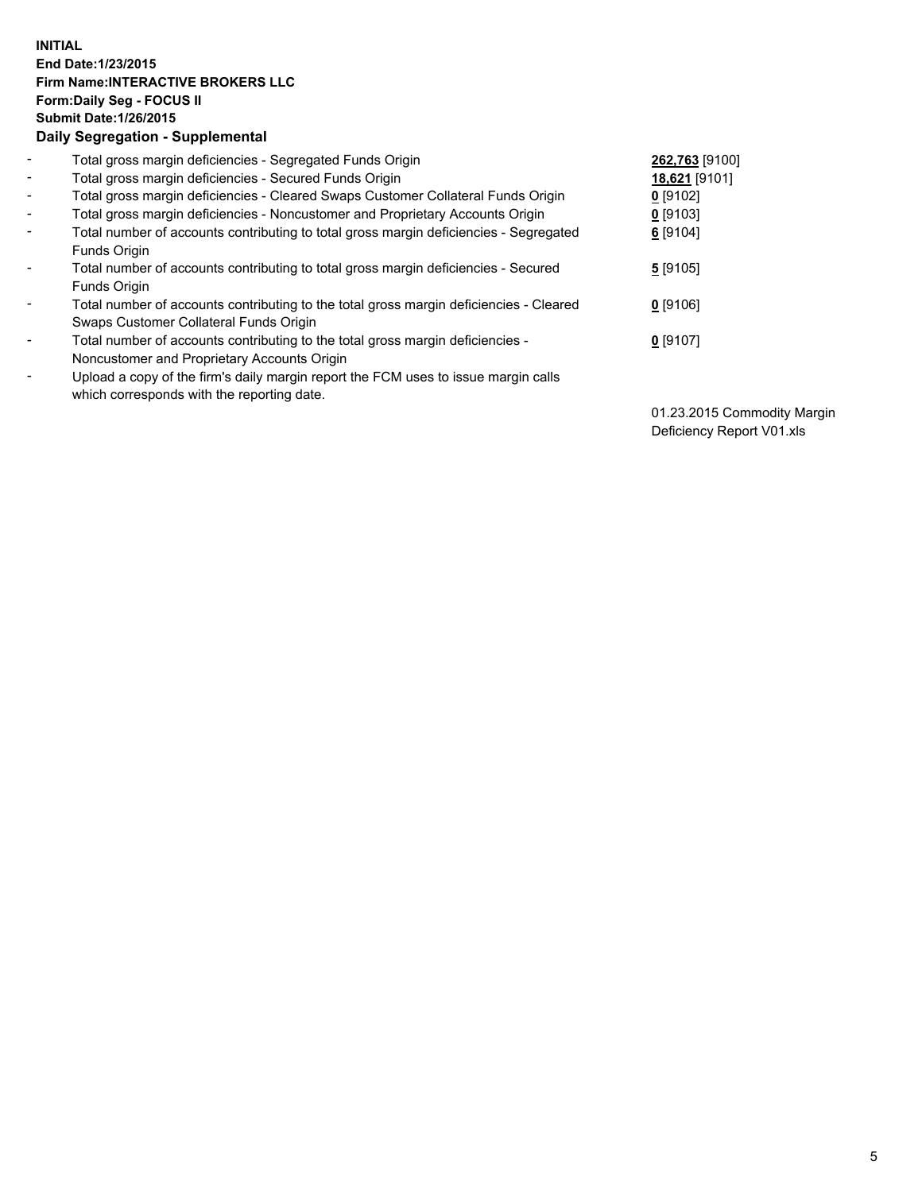**INITIAL**
**End Date:1/23/2015**
**Firm Name:INTERACTIVE BROKERS LLC**
**Form:Daily Seg - FOCUS II**
**Submit Date:1/26/2015**
**Daily Segregation - Supplemental**

| | | |
|---|---|---|
| - | Total gross margin deficiencies - Segregated Funds Origin | **262,763** [9100] |
| - | Total gross margin deficiencies - Secured Funds Origin | **18,621** [9101] |
| - | Total gross margin deficiencies - Cleared Swaps Customer Collateral Funds Origin | **0** [9102] |
| - | Total gross margin deficiencies - Noncustomer and Proprietary Accounts Origin | **0** [9103] |
| - | Total number of accounts contributing to total gross margin deficiencies - Segregated Funds Origin | **6** [9104] |
| - | Total number of accounts contributing to total gross margin deficiencies - Secured Funds Origin | **5** [9105] |
| - | Total number of accounts contributing to the total gross margin deficiencies - Cleared Swaps Customer Collateral Funds Origin | **0** [9106] |
| - | Total number of accounts contributing to the total gross margin deficiencies - Noncustomer and Proprietary Accounts Origin | **0** [9107] |
| - | Upload a copy of the firm's daily margin report the FCM uses to issue margin calls which corresponds with the reporting date. | 01.23.2015 Commodity Margin Deficiency Report V01.xls |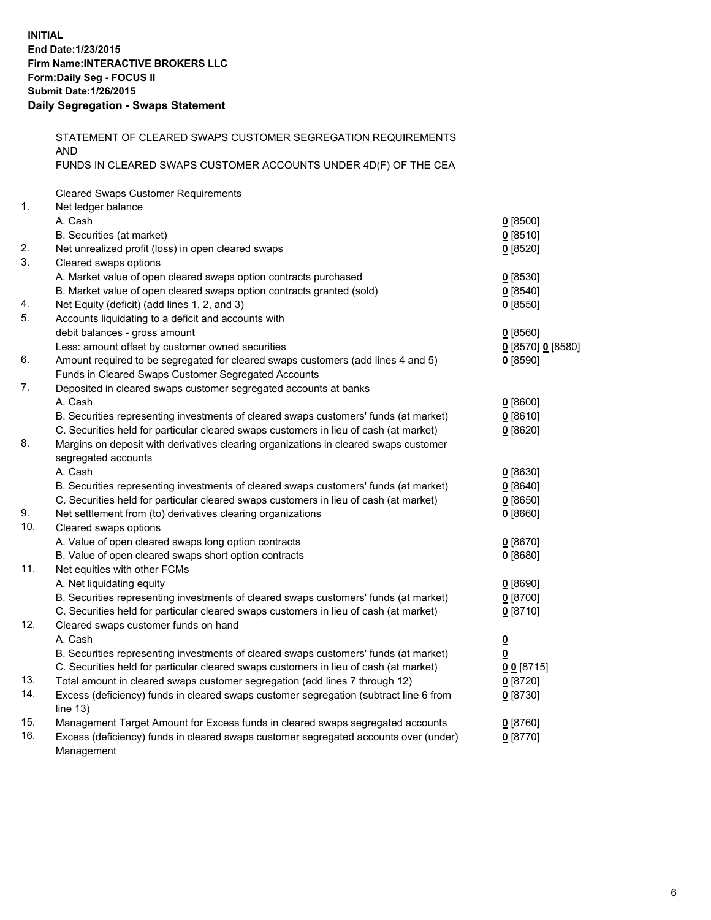**INITIAL**
**End Date:1/23/2015**
**Firm Name:INTERACTIVE BROKERS LLC**
**Form:Daily Seg - FOCUS II**
**Submit Date:1/26/2015**
**Daily Segregation - Swaps Statement**

STATEMENT OF CLEARED SWAPS CUSTOMER SEGREGATION REQUIREMENTS AND FUNDS IN CLEARED SWAPS CUSTOMER ACCOUNTS UNDER 4D(F) OF THE CEA

| | | |
|---|---|---|
| | Cleared Swaps Customer Requirements | |
| 1. | Net ledger balance | |
| | A. Cash | 0 [8500] |
| | B. Securities (at market) | 0 [8510] |
| 2. | Net unrealized profit (loss) in open cleared swaps | 0 [8520] |
| 3. | Cleared swaps options | |
| | A. Market value of open cleared swaps option contracts purchased | 0 [8530] |
| | B. Market value of open cleared swaps option contracts granted (sold) | 0 [8540] |
| 4. | Net Equity (deficit) (add lines 1, 2, and 3) | 0 [8550] |
| 5. | Accounts liquidating to a deficit and accounts with debit balances - gross amount | 0 [8560] |
| | Less: amount offset by customer owned securities | 0 [8570] 0 [8580] |
| 6. | Amount required to be segregated for cleared swaps customers (add lines 4 and 5) | 0 [8590] |
| | Funds in Cleared Swaps Customer Segregated Accounts | |
| 7. | Deposited in cleared swaps customer segregated accounts at banks | |
| | A. Cash | 0 [8600] |
| | B. Securities representing investments of cleared swaps customers' funds (at market) | 0 [8610] |
| | C. Securities held for particular cleared swaps customers in lieu of cash (at market) | 0 [8620] |
| 8. | Margins on deposit with derivatives clearing organizations in cleared swaps customer segregated accounts | |
| | A. Cash | 0 [8630] |
| | B. Securities representing investments of cleared swaps customers' funds (at market) | 0 [8640] |
| | C. Securities held for particular cleared swaps customers in lieu of cash (at market) | 0 [8650] |
| 9. | Net settlement from (to) derivatives clearing organizations | 0 [8660] |
| 10. | Cleared swaps options | |
| | A. Value of open cleared swaps long option contracts | 0 [8670] |
| | B. Value of open cleared swaps short option contracts | 0 [8680] |
| 11. | Net equities with other FCMs | |
| | A. Net liquidating equity | 0 [8690] |
| | B. Securities representing investments of cleared swaps customers' funds (at market) | 0 [8700] |
| | C. Securities held for particular cleared swaps customers in lieu of cash (at market) | 0 [8710] |
| 12. | Cleared swaps customer funds on hand | |
| | A. Cash | 0 |
| | B. Securities representing investments of cleared swaps customers' funds (at market) | 0 |
| | C. Securities held for particular cleared swaps customers in lieu of cash (at market) | 0 0 [8715] |
| 13. | Total amount in cleared swaps customer segregation (add lines 7 through 12) | 0 [8720] |
| 14. | Excess (deficiency) funds in cleared swaps customer segregation (subtract line 6 from line 13) | 0 [8730] |
| 15. | Management Target Amount for Excess funds in cleared swaps segregated accounts | 0 [8760] |
| 16. | Excess (deficiency) funds in cleared swaps customer segregated accounts over (under) Management | 0 [8770] |